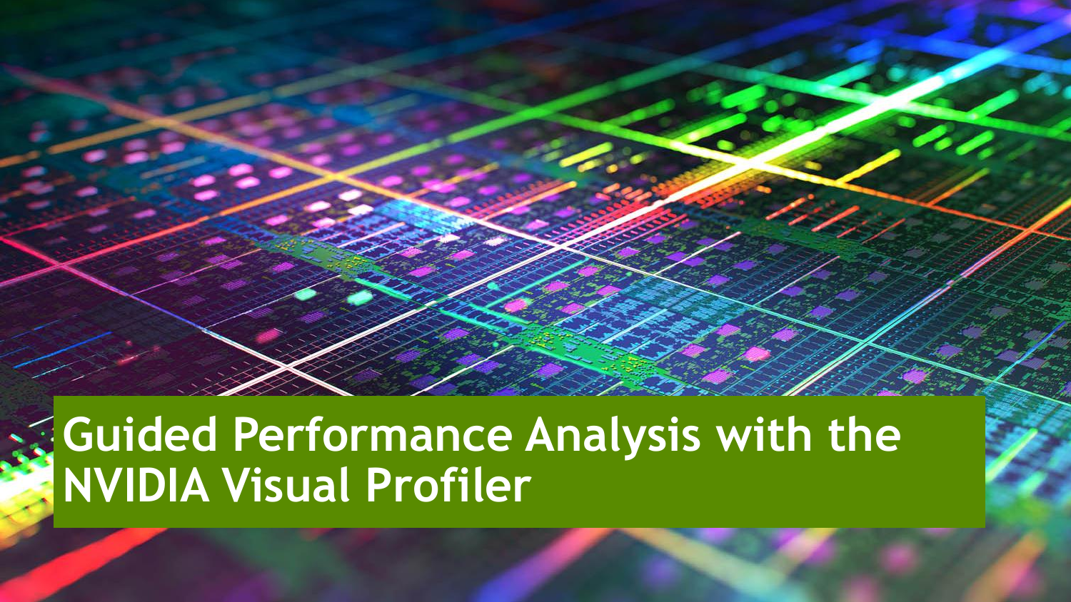# Guided Performance Analysis with the NVIDIA Visual Profiler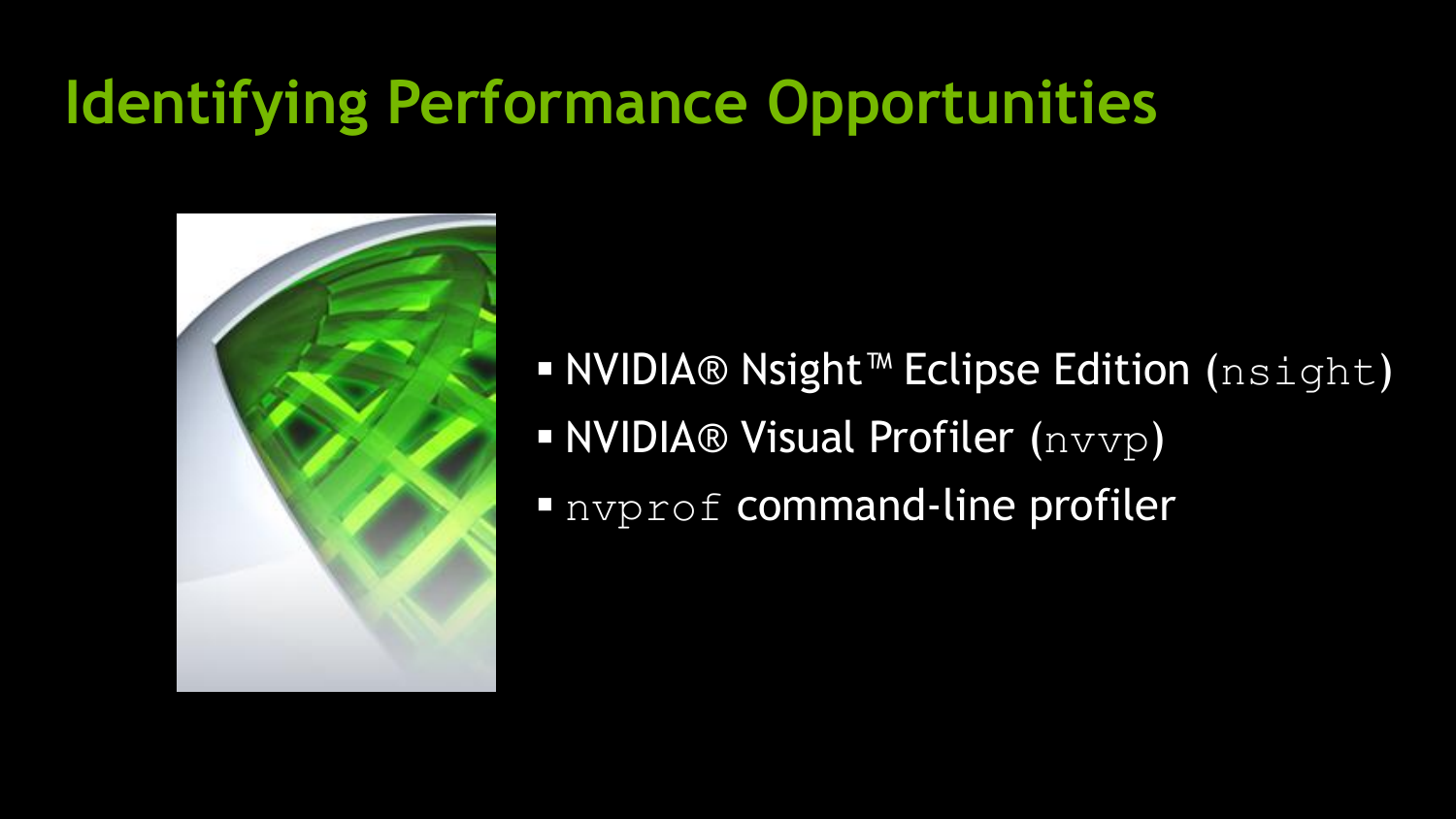# Identifying Performance Opportunities

- NVIDIA® Nsight™ Eclipse Edition (`nsight`)
- NVIDIA® Visual Profiler (`nvvp`)
- `nvprof` command-line profiler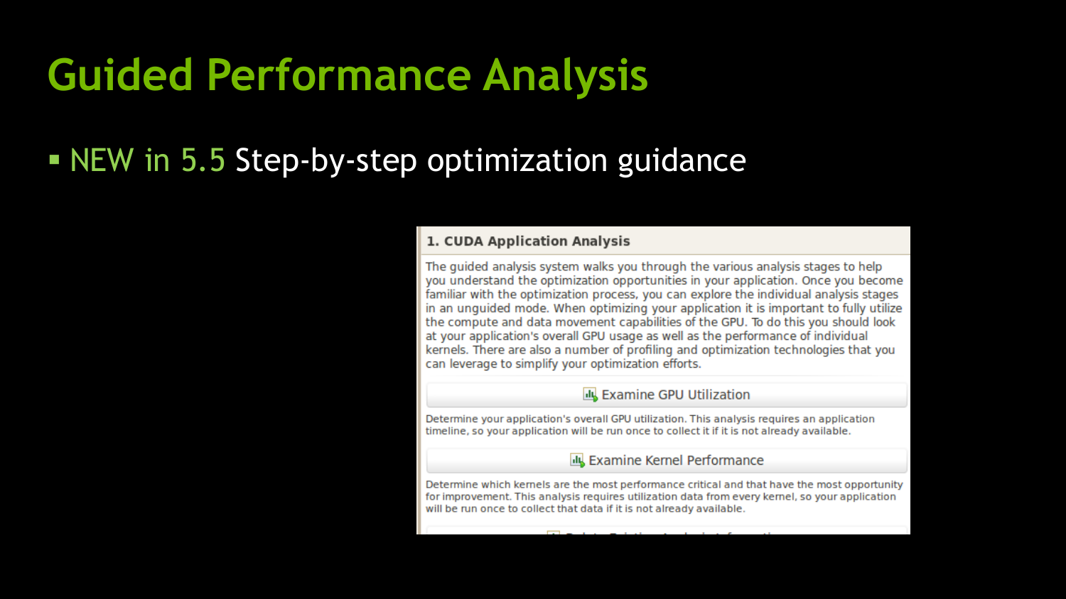# Guided Performance Analysis

- NEW in 5.5 Step-by-step optimization guidance

**1. CUDA Application Analysis**

The guided analysis system walks you through the various analysis stages to help you understand the optimization opportunities in your application. Once you become familiar with the optimization process, you can explore the individual analysis stages in an unguided mode. When optimizing your application it is important to fully utilize the compute and data movement capabilities of the GPU. To do this you should look at your application's overall GPU usage as well as the performance of individual kernels. There are also a number of profiling and optimization technologies that you can leverage to simplify your optimization efforts.

Examine GPU Utilization

Determine your application's overall GPU utilization. This analysis requires an application timeline, so your application will be run once to collect it if it is not already available.

Examine Kernel Performance

Determine which kernels are the most performance critical and that have the most opportunity for improvement. This analysis requires utilization data from every kernel, so your application will be run once to collect that data if it is not already available.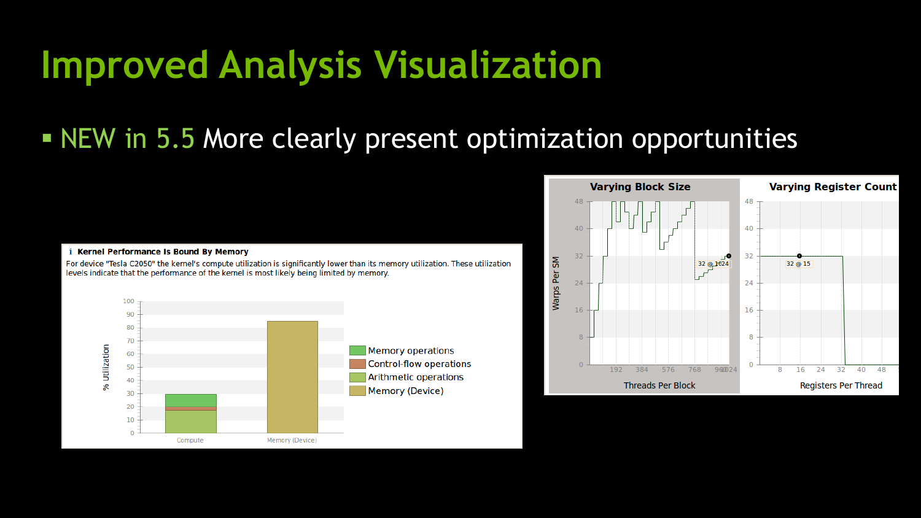# Improved Analysis Visualization

- NEW in 5.5 More clearly present optimization opportunities

**Kernel Performance Is Bound By Memory**

For device "Tesla C2050" the kernel's compute utilization is significantly lower than its memory utilization. These utilization levels indicate that the performance of the kernel is most likely being limited by memory.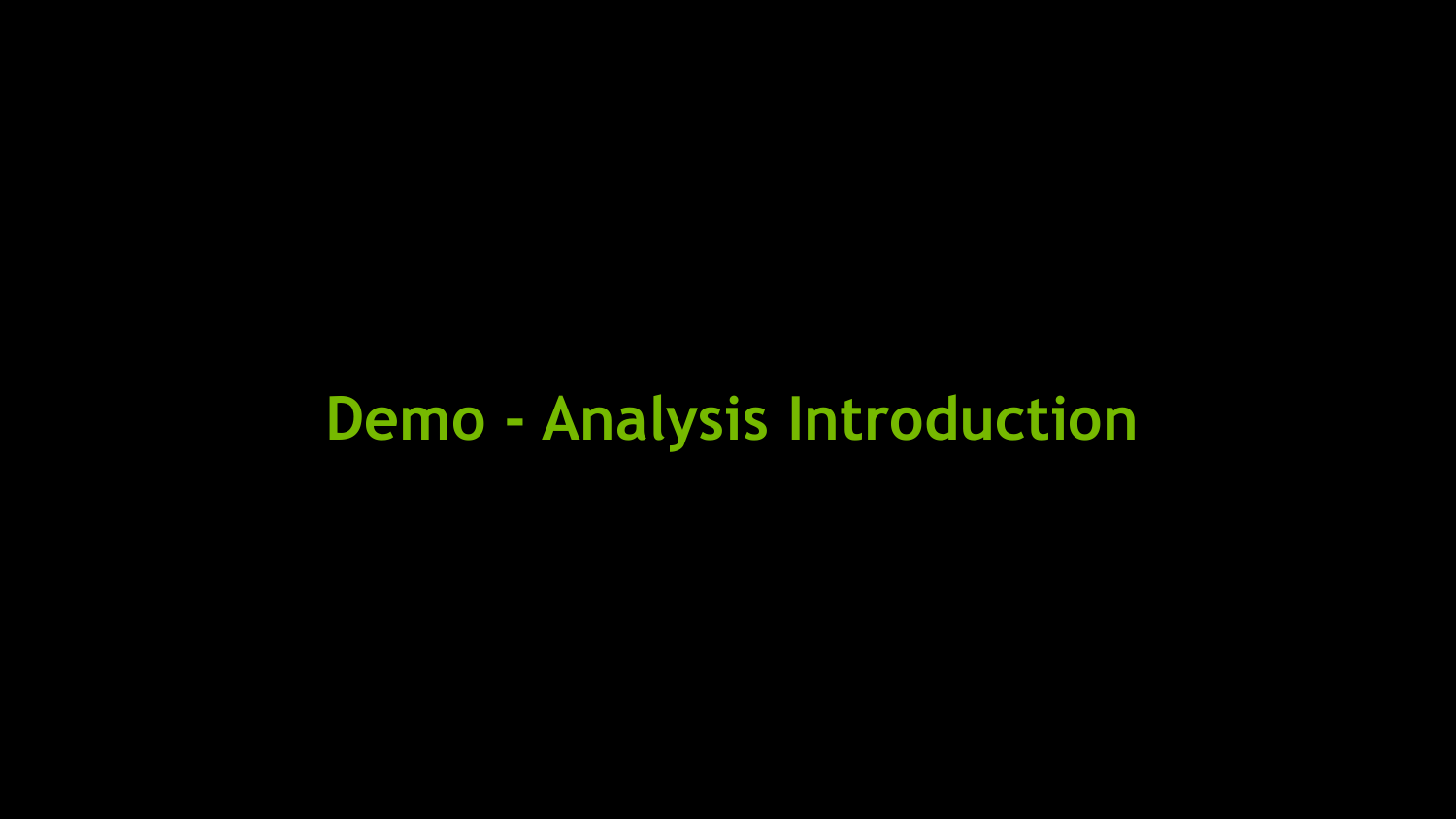# Demo - Analysis Introduction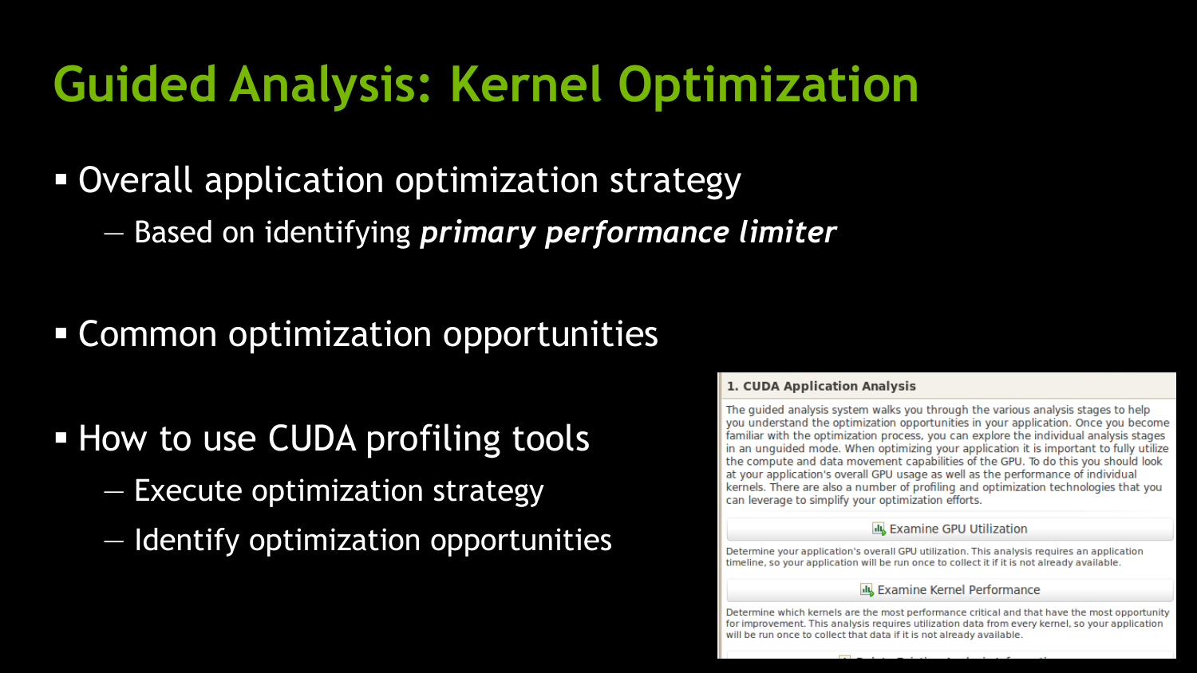# Guided Analysis: Kernel Optimization

- Overall application optimization strategy
  - Based on identifying ***primary performance limiter***
- Common optimization opportunities
- How to use CUDA profiling tools
  - Execute optimization strategy
  - Identify optimization opportunities

**1. CUDA Application Analysis**

The guided analysis system walks you through the various analysis stages to help you understand the optimization opportunities in your application. Once you become familiar with the optimization process, you can explore the individual analysis stages in an unguided mode. When optimizing your application it is important to fully utilize the compute and data movement capabilities of the GPU. To do this you should look at your application's overall GPU usage as well as the performance of individual kernels. There are also a number of profiling and optimization technologies that you can leverage to simplify your optimization efforts.

Examine GPU Utilization

Determine your application's overall GPU utilization. This analysis requires an application timeline, so your application will be run once to collect it if it is not already available.

Examine Kernel Performance

Determine which kernels are the most performance critical and that have the most opportunity for improvement. This analysis requires utilization data from every kernel, so your application will be run once to collect that data if it is not already available.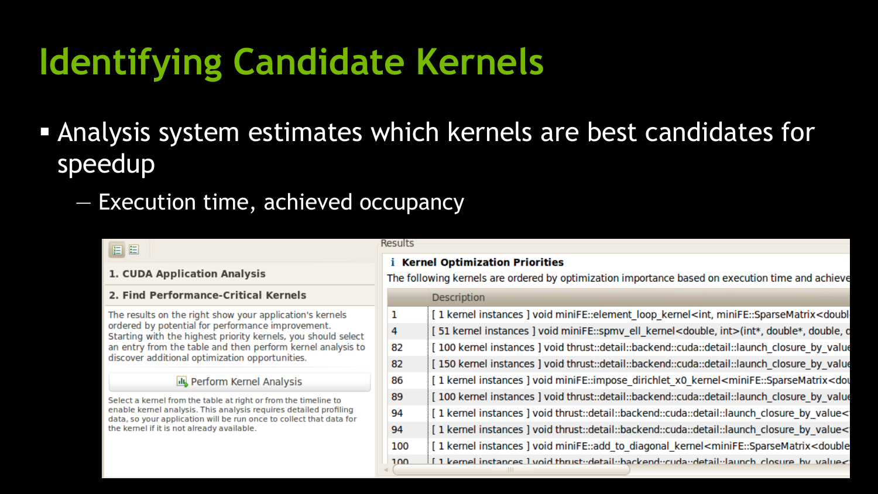# Identifying Candidate Kernels

- Analysis system estimates which kernels are best candidates for speedup
  - Execution time, achieved occupancy

1. CUDA Application Analysis

2. Find Performance-Critical Kernels

The results on the right show your application's kernels ordered by potential for performance improvement. Starting with the highest priority kernels, you should select an entry from the table and then perform kernel analysis to discover additional optimization opportunities.

Perform Kernel Analysis

Select a kernel from the table at right or from the timeline to enable kernel analysis. This analysis requires detailed profiling data, so your application will be run once to collect that data for the kernel if it is not already available.

Results

**Kernel Optimization Priorities**

The following kernels are ordered by optimization importance based on execution time and achieve

| | Description |
|---|---|
| 1 | [ 1 kernel instances ] void miniFE::element_loop_kernel<int, miniFE::SparseMatrix<doubl |
| 4 | [ 51 kernel instances ] void miniFE::spmv_ell_kernel<double, int>(int*, double*, double, c |
| 82 | [ 100 kernel instances ] void thrust::detail::backend::cuda::detail::launch_closure_by_value |
| 82 | [ 150 kernel instances ] void thrust::detail::backend::cuda::detail::launch_closure_by_value |
| 86 | [ 1 kernel instances ] void miniFE::impose_dirichlet_x0_kernel<miniFE::SparseMatrix<do |
| 89 | [ 100 kernel instances ] void thrust::detail::backend::cuda::detail::launch_closure_by_value |
| 94 | [ 1 kernel instances ] void thrust::detail::backend::cuda::detail::launch_closure_by_value< |
| 94 | [ 1 kernel instances ] void thrust::detail::backend::cuda::detail::launch_closure_by_value< |
| 100 | [ 1 kernel instances ] void miniFE::add_to_diagonal_kernel<miniFE::SparseMatrix<double |
| 100 | [ 1 kernel instances ] void thrust::detail::backend::cuda::detail::launch_closure_by_value< |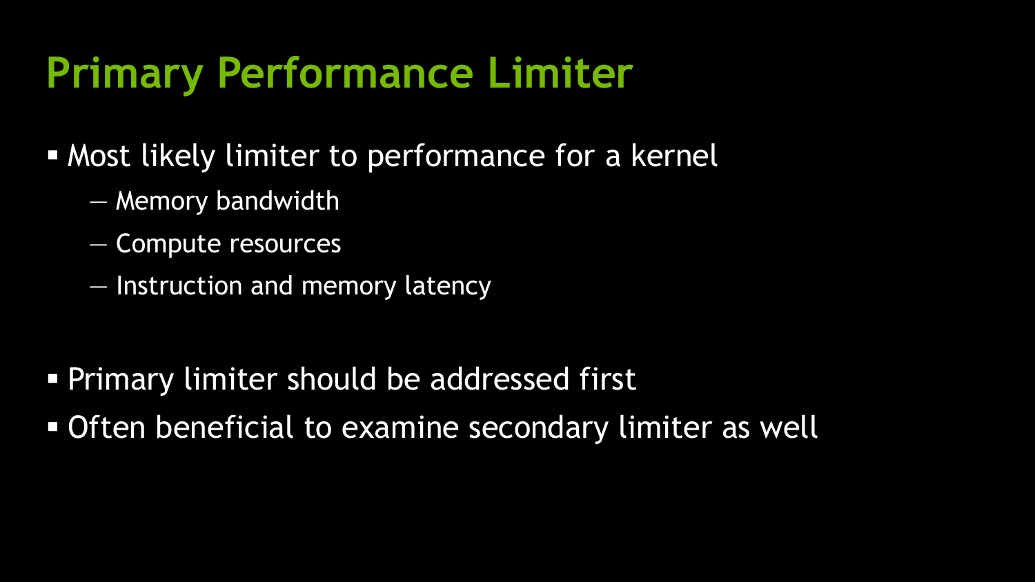# Primary Performance Limiter

- Most likely limiter to performance for a kernel
  - Memory bandwidth
  - Compute resources
  - Instruction and memory latency

- Primary limiter should be addressed first
- Often beneficial to examine secondary limiter as well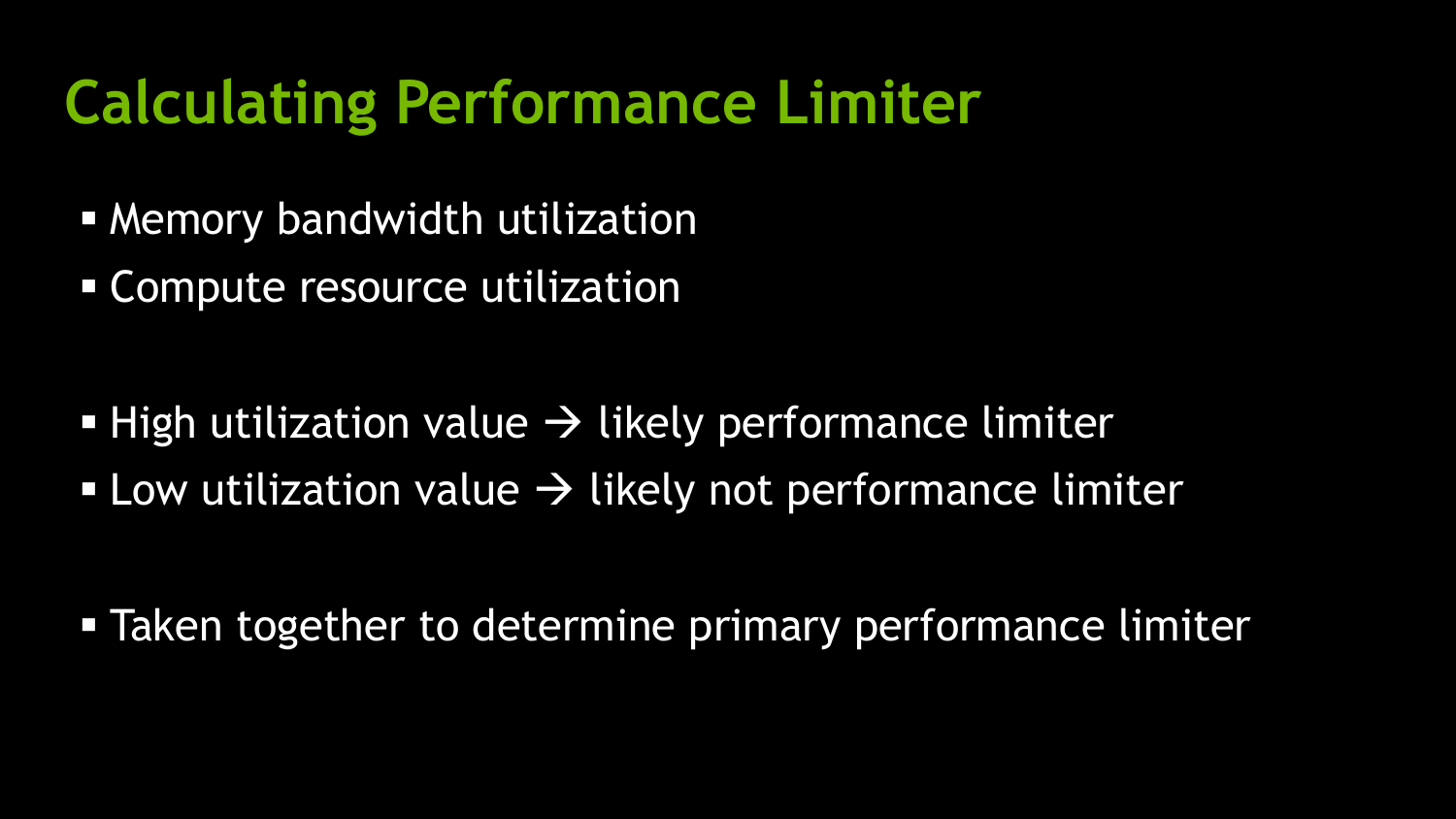# Calculating Performance Limiter

- Memory bandwidth utilization
- Compute resource utilization

- High utilization value → likely performance limiter
- Low utilization value → likely not performance limiter

- Taken together to determine primary performance limiter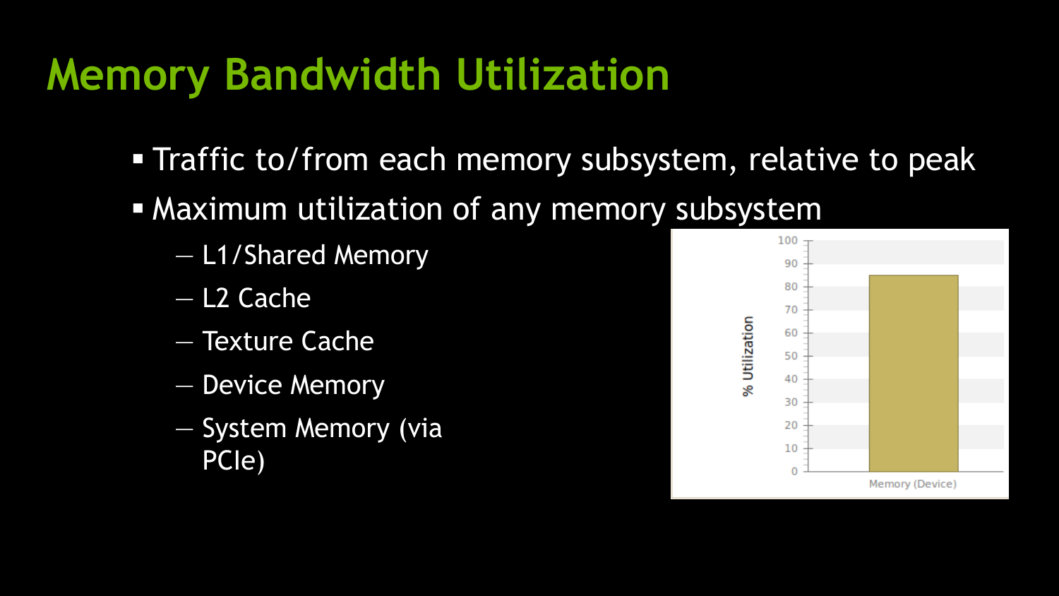# Memory Bandwidth Utilization

- Traffic to/from each memory subsystem, relative to peak
- Maximum utilization of any memory subsystem
  - L1/Shared Memory
  - L2 Cache
  - Texture Cache
  - Device Memory
  - System Memory (via PCIe)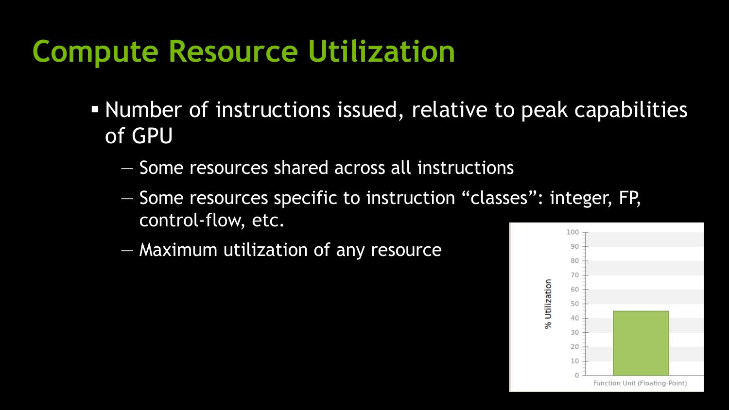# Compute Resource Utilization

- Number of instructions issued, relative to peak capabilities of GPU
  - Some resources shared across all instructions
  - Some resources specific to instruction “classes”: integer, FP, control-flow, etc.
  - Maximum utilization of any resource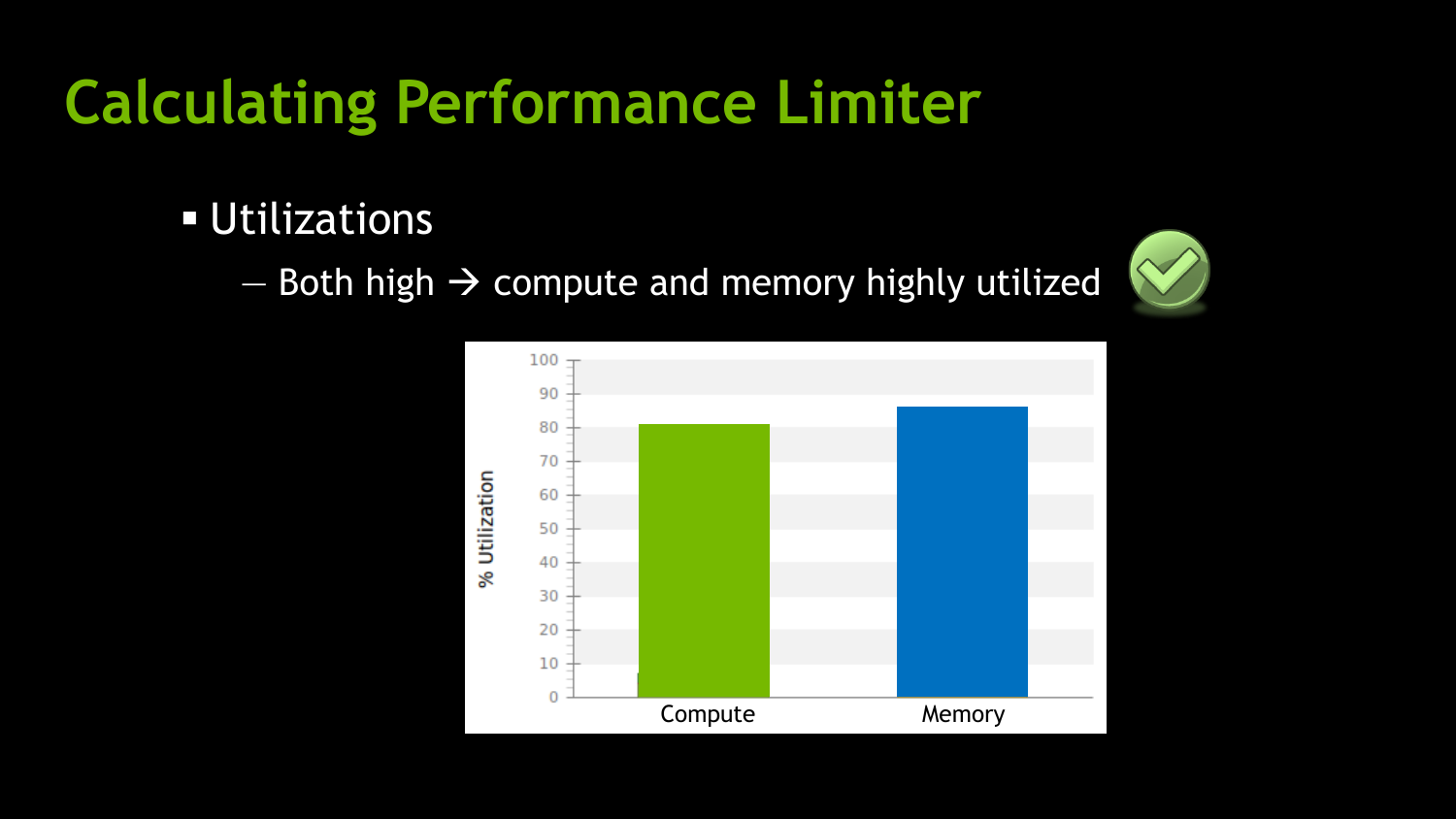# Calculating Performance Limiter

- Utilizations
  - Both high → compute and memory highly utilized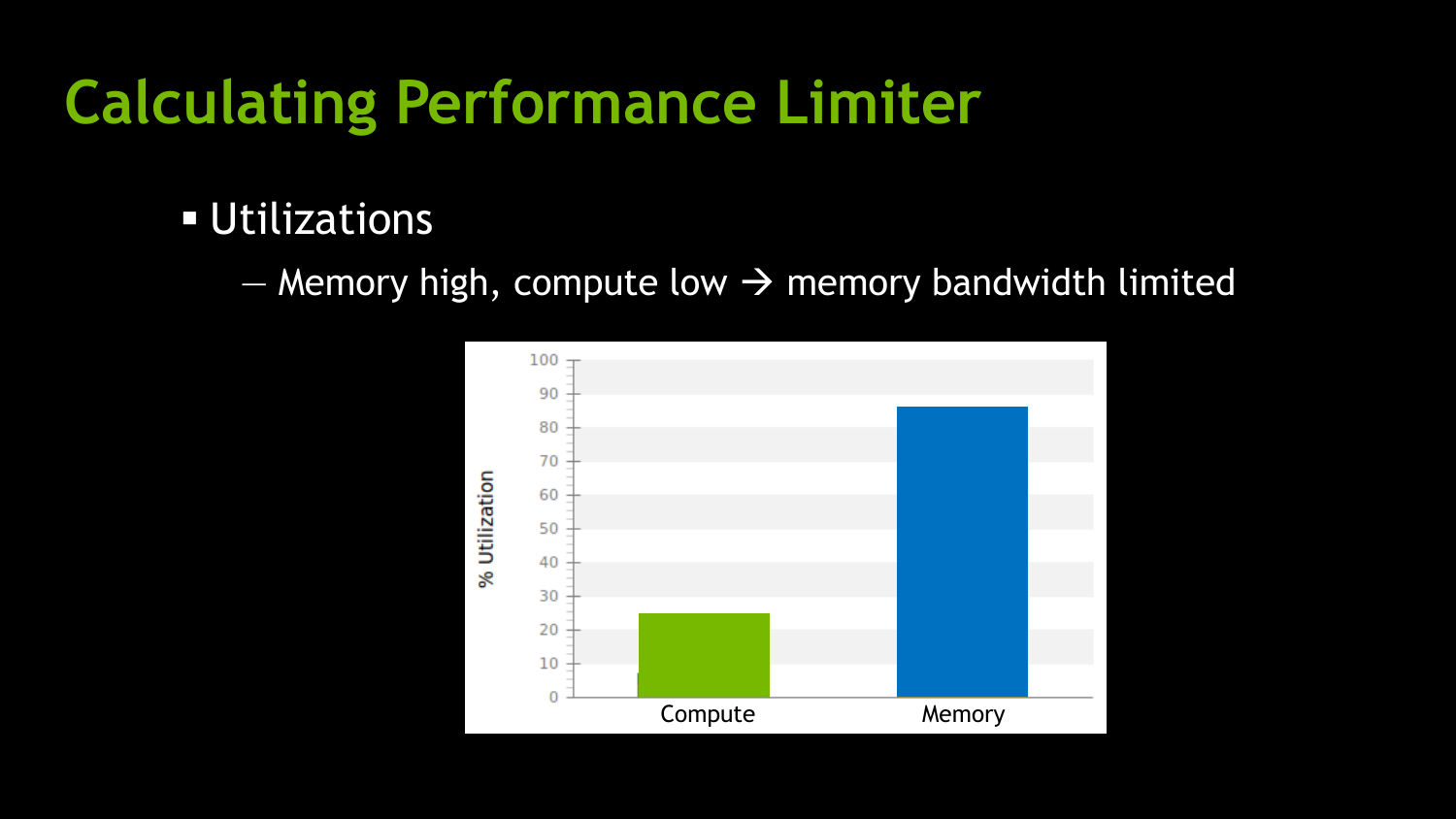# Calculating Performance Limiter

- Utilizations
  - Memory high, compute low → memory bandwidth limited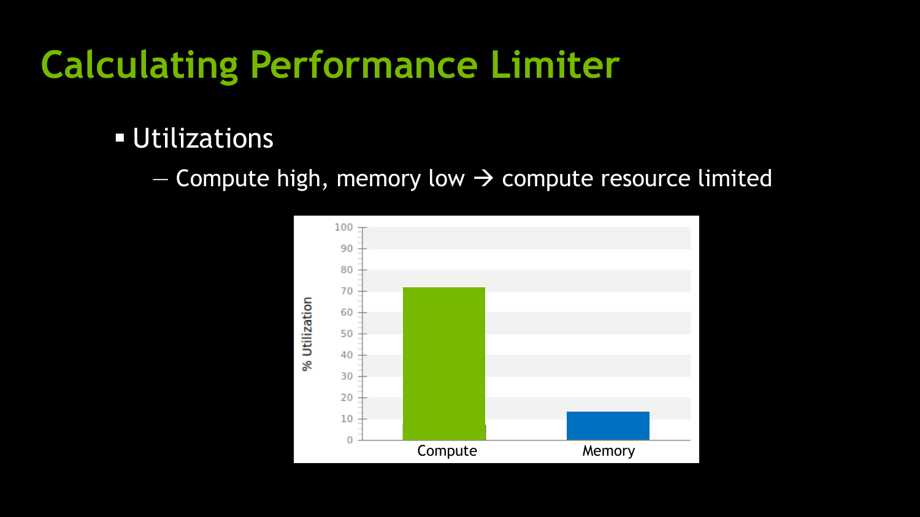# Calculating Performance Limiter

- Utilizations
  - Compute high, memory low → compute resource limited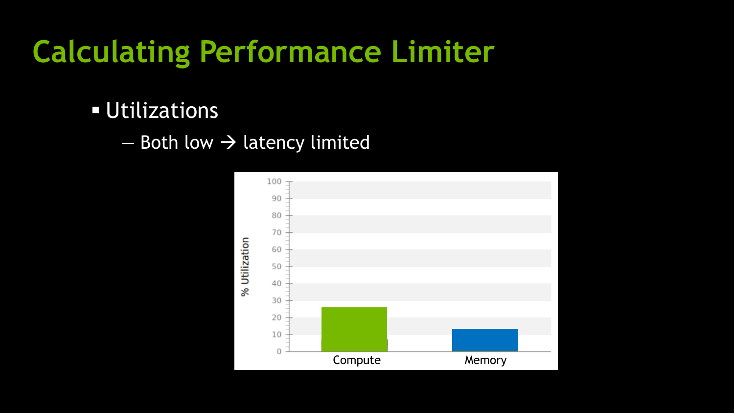# Calculating Performance Limiter

- Utilizations
  - Both low → latency limited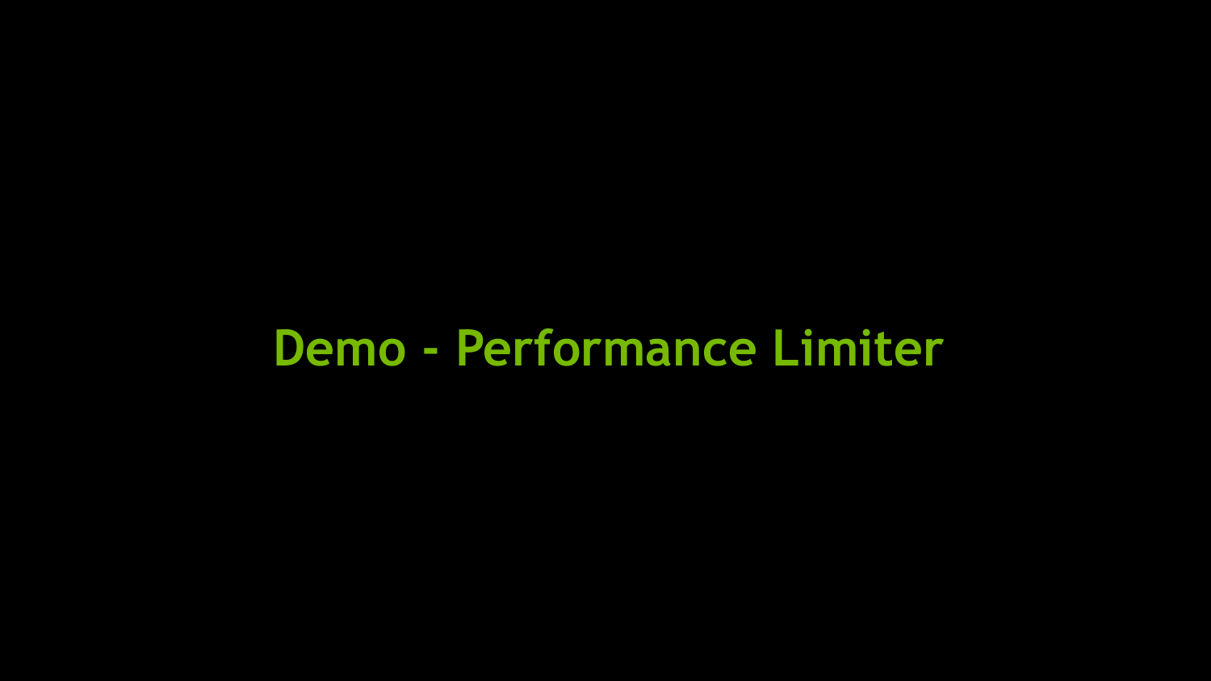# Demo - Performance Limiter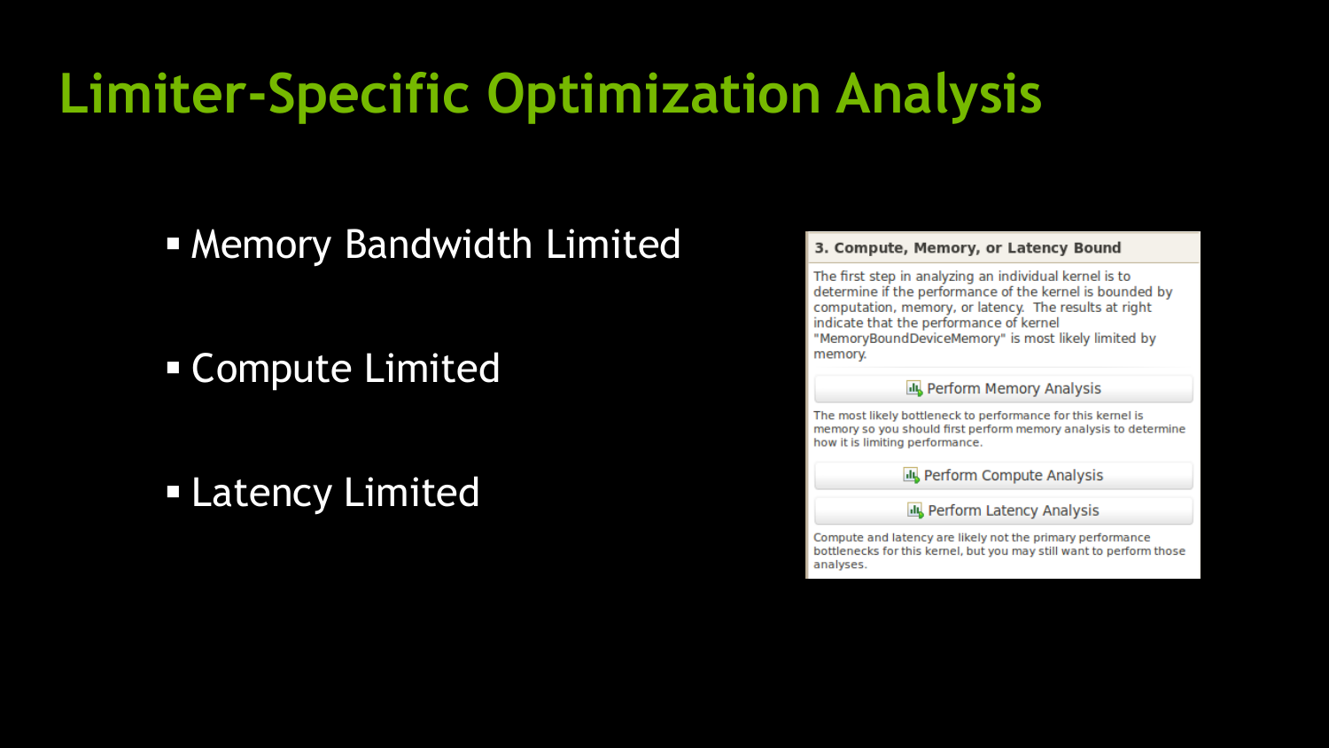# Limiter-Specific Optimization Analysis

- Memory Bandwidth Limited
- Compute Limited
- Latency Limited

**3. Compute, Memory, or Latency Bound**

The first step in analyzing an individual kernel is to determine if the performance of the kernel is bounded by computation, memory, or latency. The results at right indicate that the performance of kernel "MemoryBoundDeviceMemory" is most likely limited by memory.

Perform Memory Analysis

The most likely bottleneck to performance for this kernel is memory so you should first perform memory analysis to determine how it is limiting performance.

Perform Compute Analysis

Perform Latency Analysis

Compute and latency are likely not the primary performance bottlenecks for this kernel, but you may still want to perform those analyses.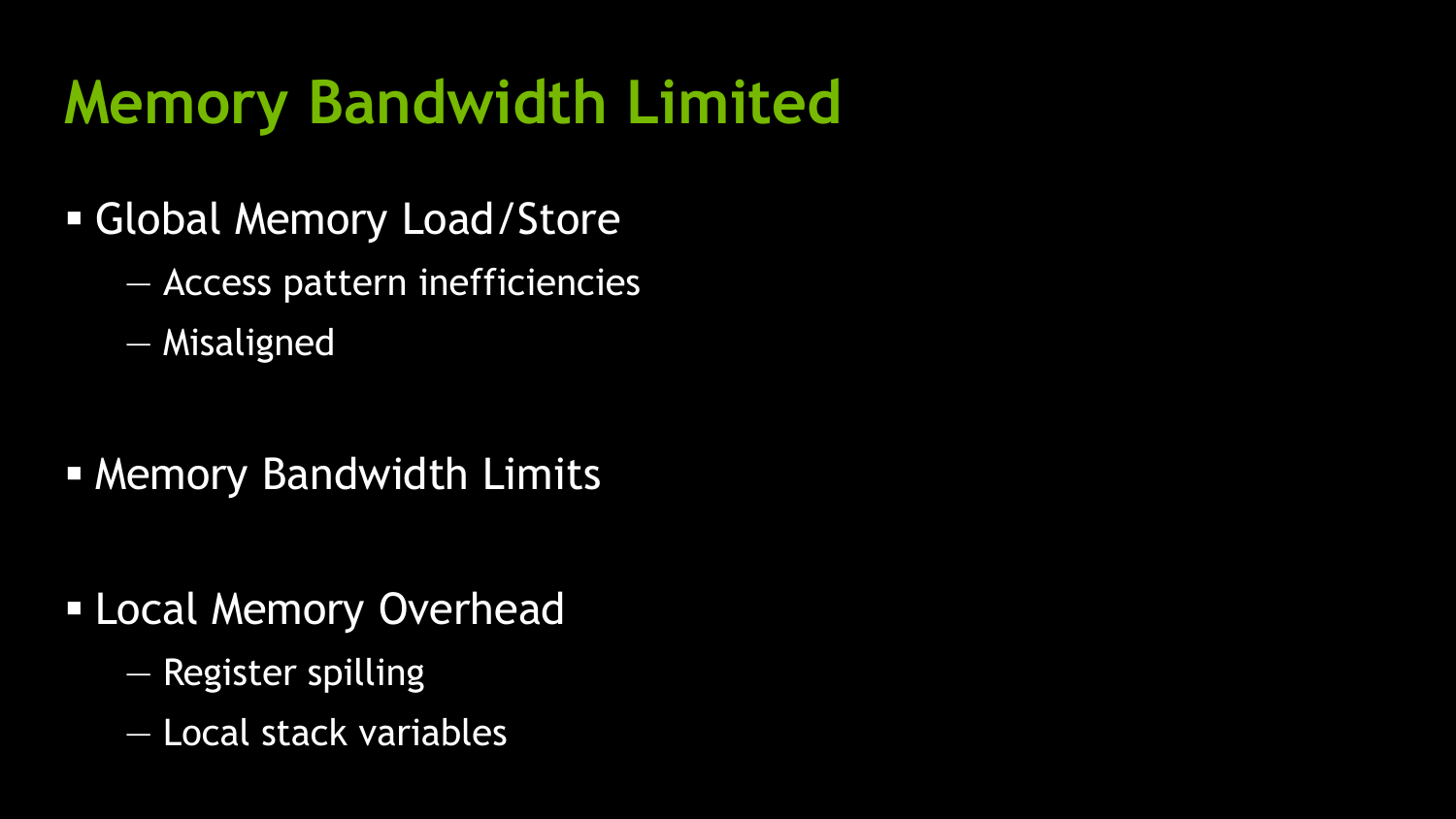# Memory Bandwidth Limited

- Global Memory Load/Store
  - Access pattern inefficiencies
  - Misaligned

- Memory Bandwidth Limits

- Local Memory Overhead
  - Register spilling
  - Local stack variables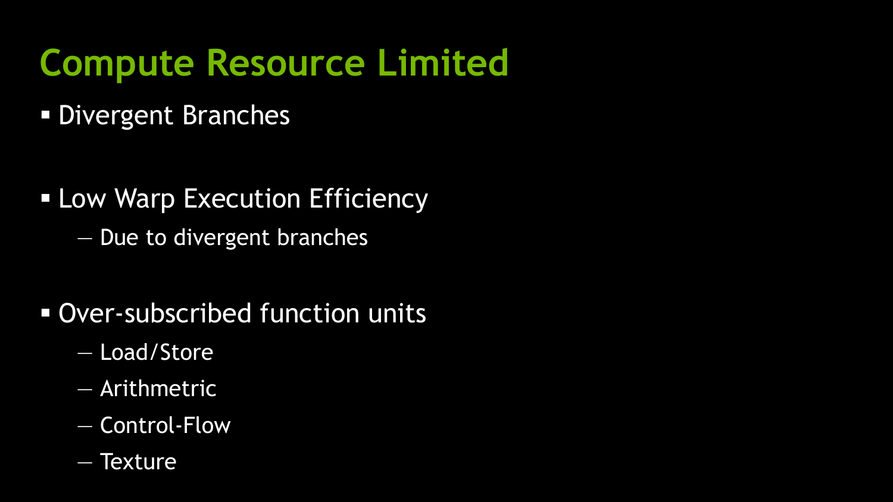# Compute Resource Limited

- Divergent Branches

- Low Warp Execution Efficiency
  - Due to divergent branches

- Over-subscribed function units
  - Load/Store
  - Arithmetic
  - Control-Flow
  - Texture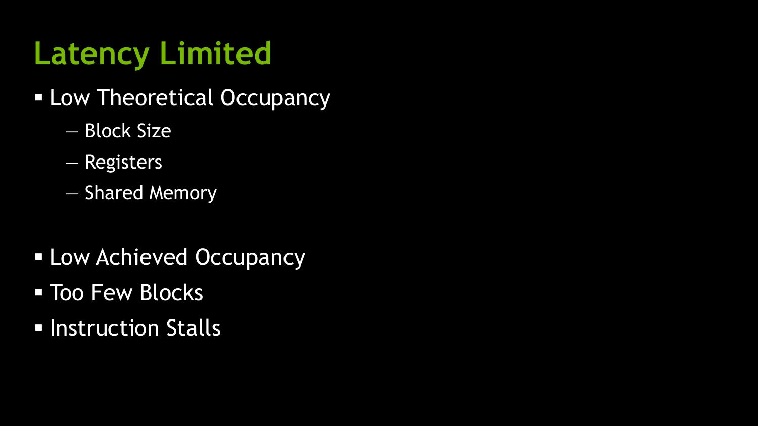# Latency Limited

- Low Theoretical Occupancy
  - Block Size
  - Registers
  - Shared Memory

- Low Achieved Occupancy
- Too Few Blocks
- Instruction Stalls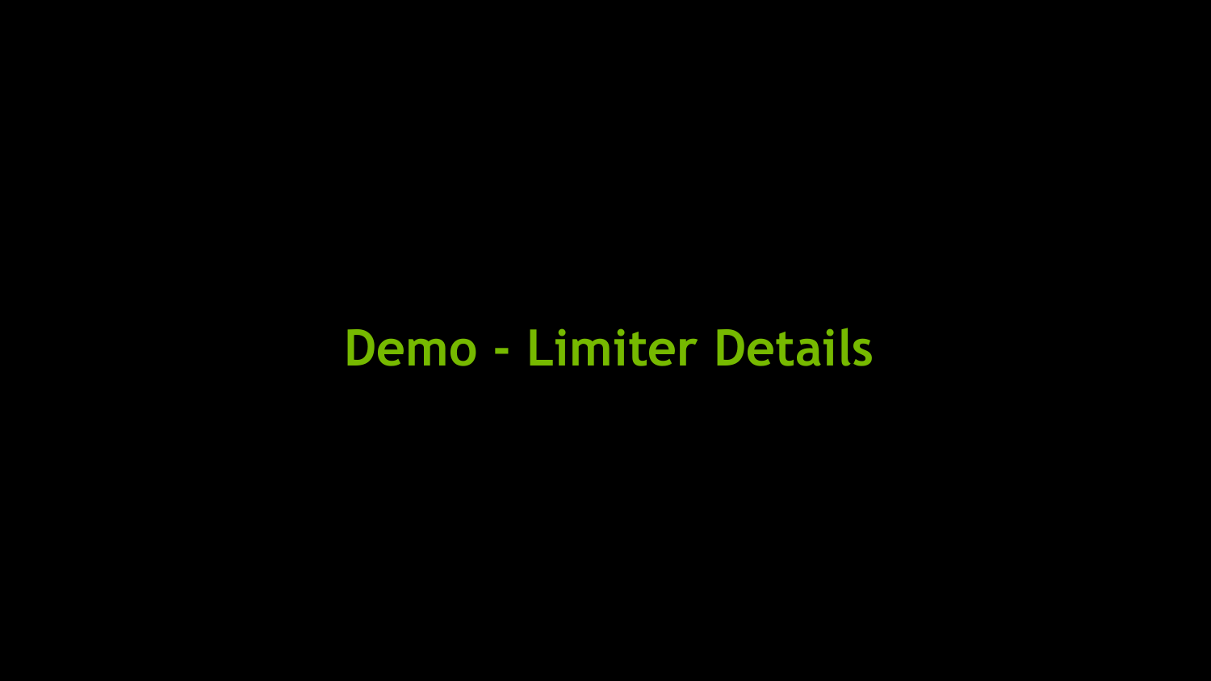# Demo - Limiter Details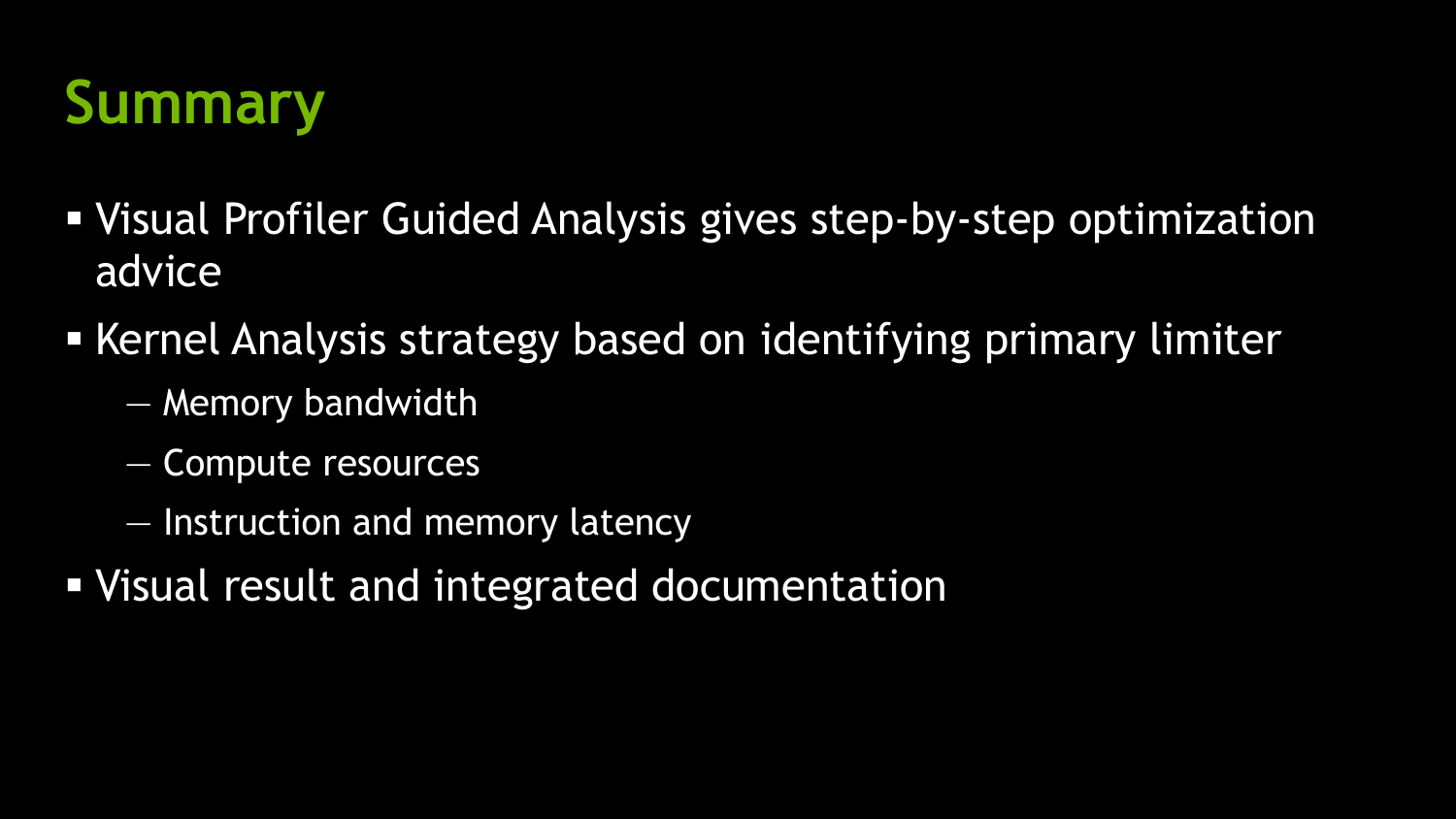# Summary

- Visual Profiler Guided Analysis gives step-by-step optimization advice
- Kernel Analysis strategy based on identifying primary limiter
  - Memory bandwidth
  - Compute resources
  - Instruction and memory latency
- Visual result and integrated documentation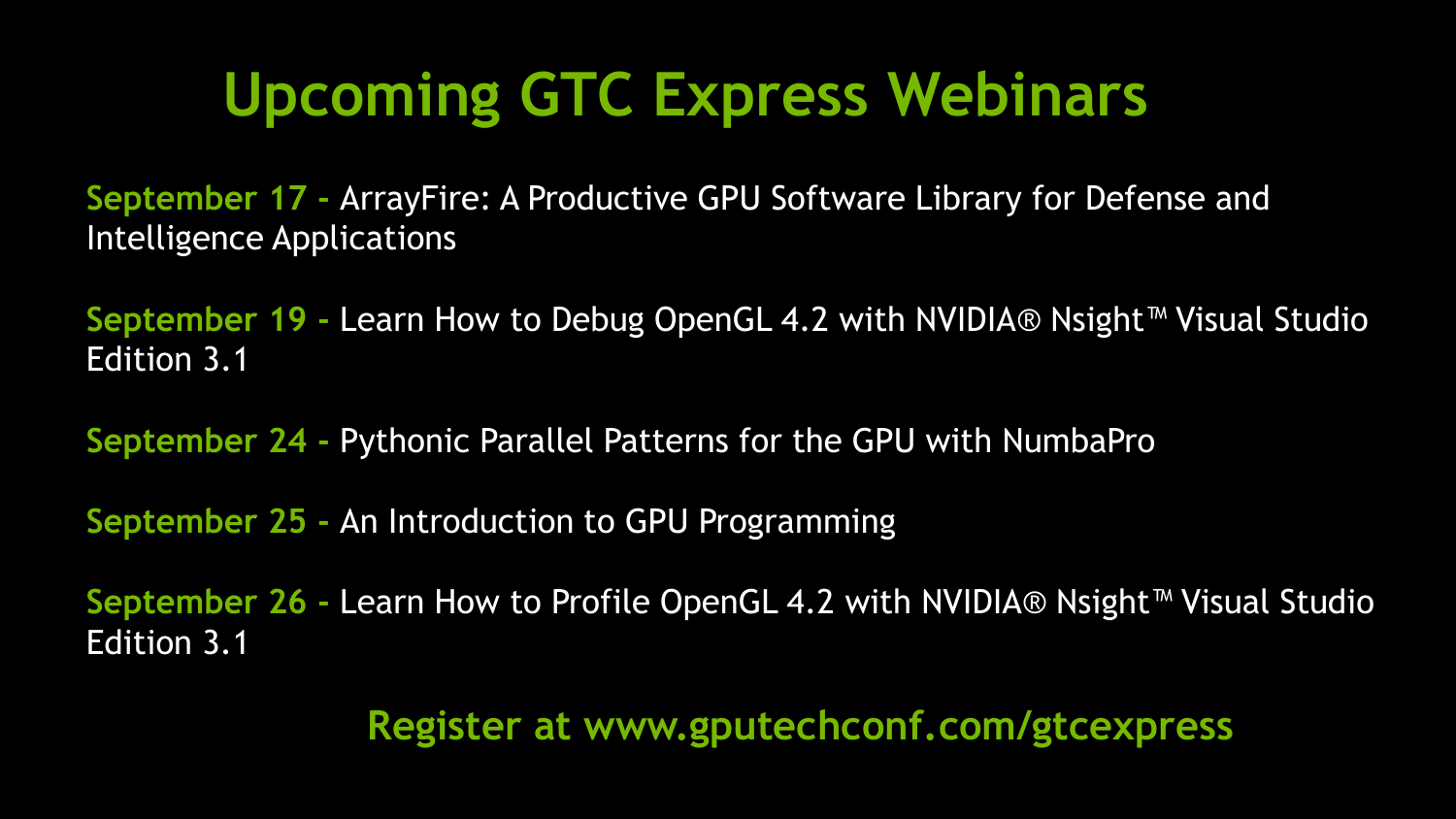# Upcoming GTC Express Webinars

**September 17 -** ArrayFire: A Productive GPU Software Library for Defense and Intelligence Applications

**September 19 -** Learn How to Debug OpenGL 4.2 with NVIDIA® Nsight™ Visual Studio Edition 3.1

**September 24 -** Pythonic Parallel Patterns for the GPU with NumbaPro

**September 25 -** An Introduction to GPU Programming

**September 26 -** Learn How to Profile OpenGL 4.2 with NVIDIA® Nsight™ Visual Studio Edition 3.1

**Register at www.gputechconf.com/gtcexpress**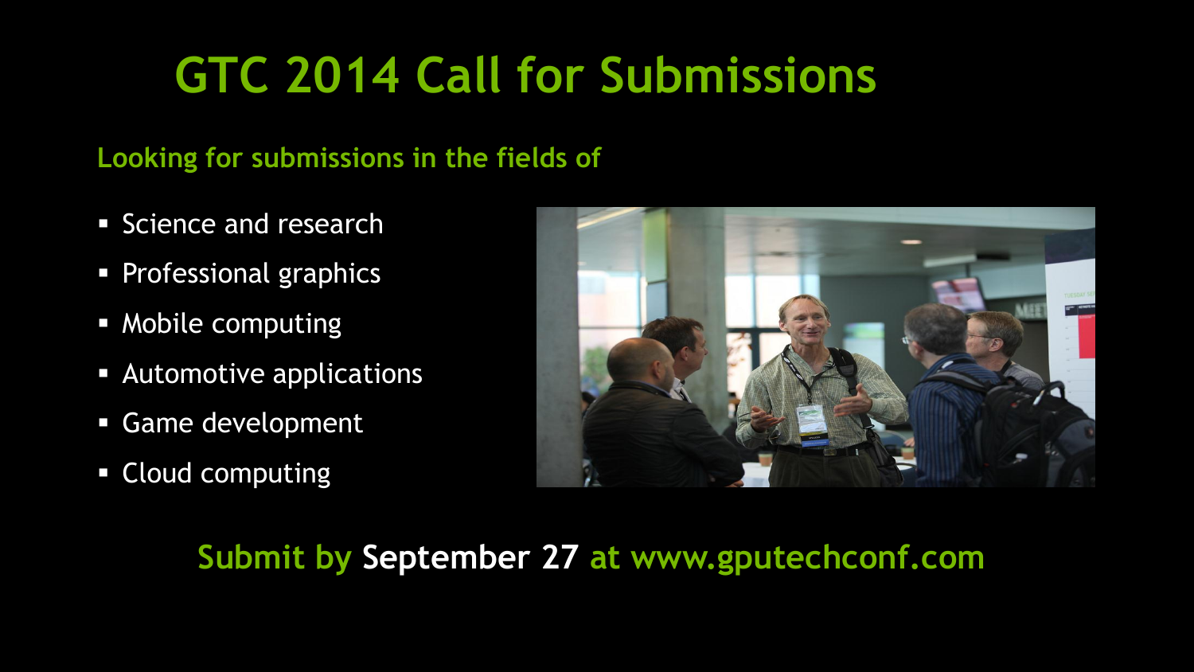# GTC 2014 Call for Submissions

**Looking for submissions in the fields of**

- Science and research
- Professional graphics
- Mobile computing
- Automotive applications
- Game development
- Cloud computing

**Submit by September 27 at www.gputechconf.com**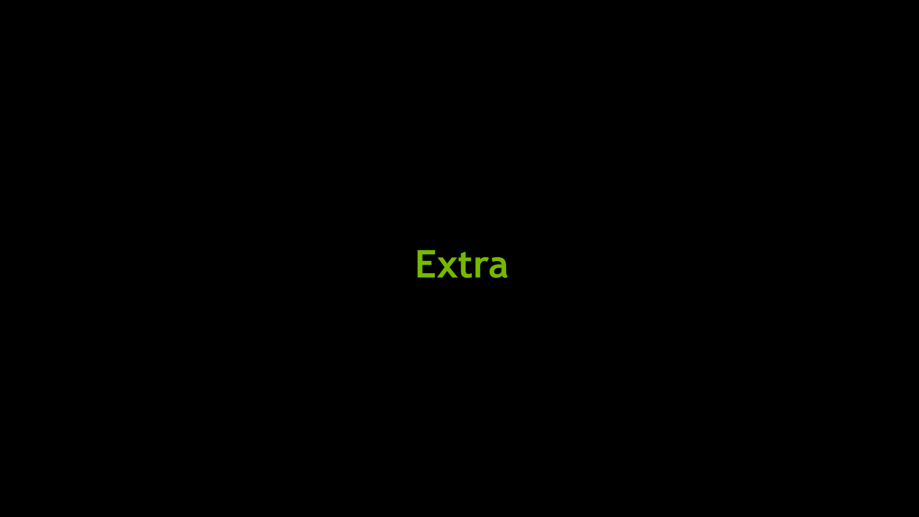# Extra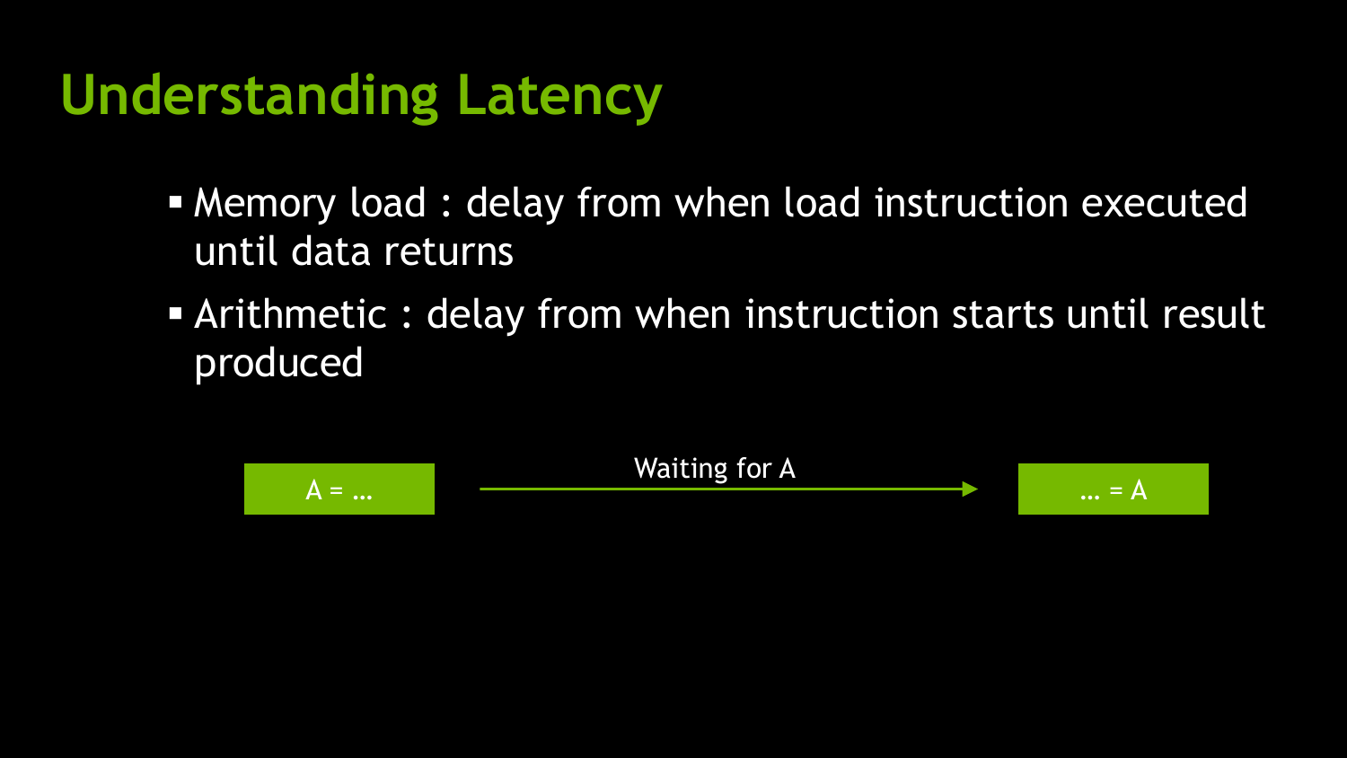# Understanding Latency

- Memory load : delay from when load instruction executed until data returns
- Arithmetic : delay from when instruction starts until result produced

A = … → Waiting for A → … = A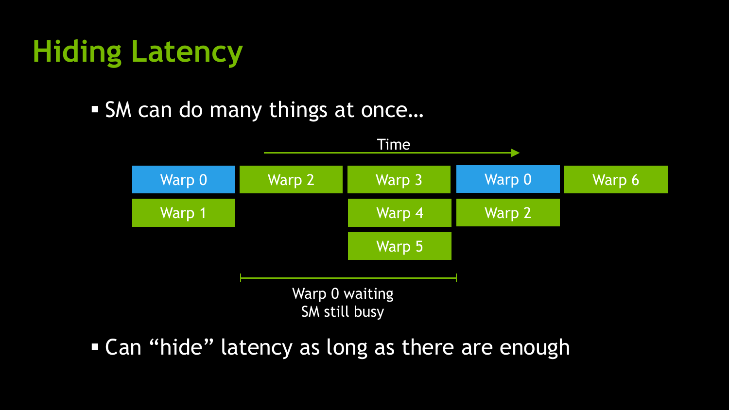# Hiding Latency

- SM can do many things at once…

Time →

| | | | | |
|---|---|---|---|---|
| Warp 0 | Warp 2 | Warp 3 | Warp 0 | Warp 6 |
| Warp 1 | | Warp 4 | Warp 2 | |
| | | Warp 5 | | |

Warp 0 waiting
SM still busy

- Can “hide” latency as long as there are enough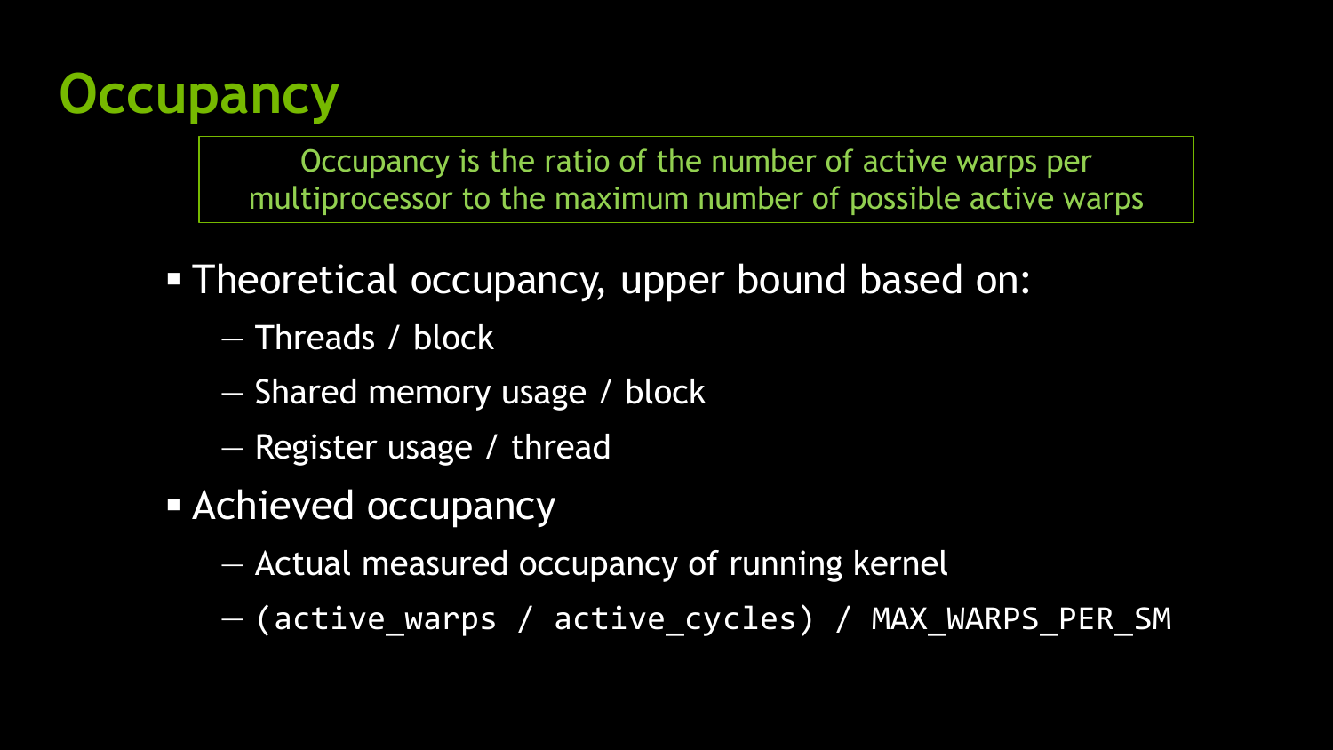# Occupancy

> Occupancy is the ratio of the number of active warps per multiprocessor to the maximum number of possible active warps

- Theoretical occupancy, upper bound based on:
  - Threads / block
  - Shared memory usage / block
  - Register usage / thread
- Achieved occupancy
  - Actual measured occupancy of running kernel
  - `(active_warps / active_cycles) / MAX_WARPS_PER_SM`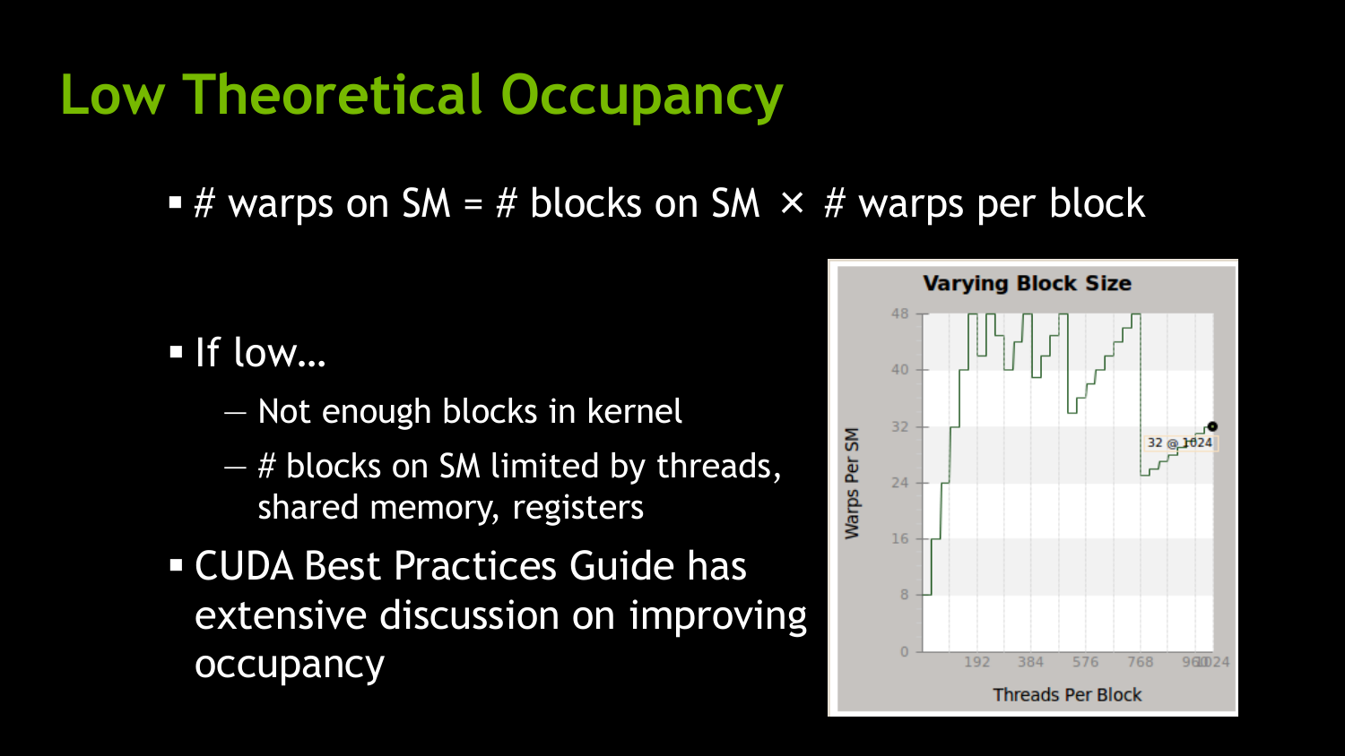# Low Theoretical Occupancy

- # warps on SM = # blocks on SM × # warps per block

- If low…
  - Not enough blocks in kernel
  - # blocks on SM limited by threads, shared memory, registers
- CUDA Best Practices Guide has extensive discussion on improving occupancy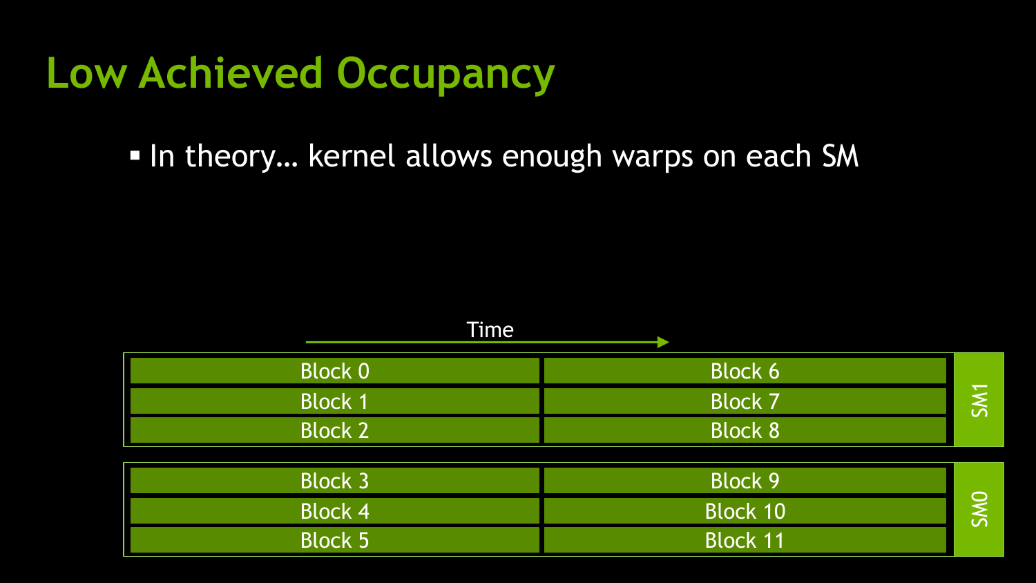# Low Achieved Occupancy

- In theory… kernel allows enough warps on each SM

Time →

| SM1 | | |
|---|---|---|
| | Block 0 | Block 6 |
| | Block 1 | Block 7 |
| | Block 2 | Block 8 |

| SM0 | | |
|---|---|---|
| | Block 3 | Block 9 |
| | Block 4 | Block 10 |
| | Block 5 | Block 11 |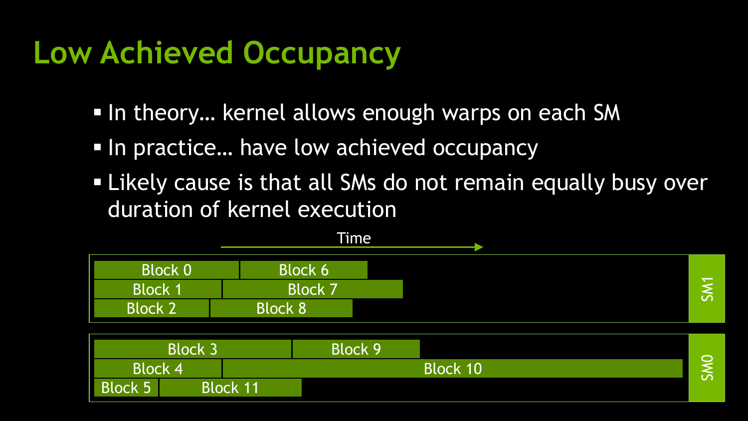# Low Achieved Occupancy

- In theory… kernel allows enough warps on each SM
- In practice… have low achieved occupancy
- Likely cause is that all SMs do not remain equally busy over duration of kernel execution

Time

| SM1 | |
|---|---|
| Block 0 | Block 6 |
| Block 1 | Block 7 |
| Block 2 | Block 8 |

| SM0 | |
|---|---|
| Block 3 | Block 9 |
| Block 4 | Block 10 |
| Block 5 | Block 11 |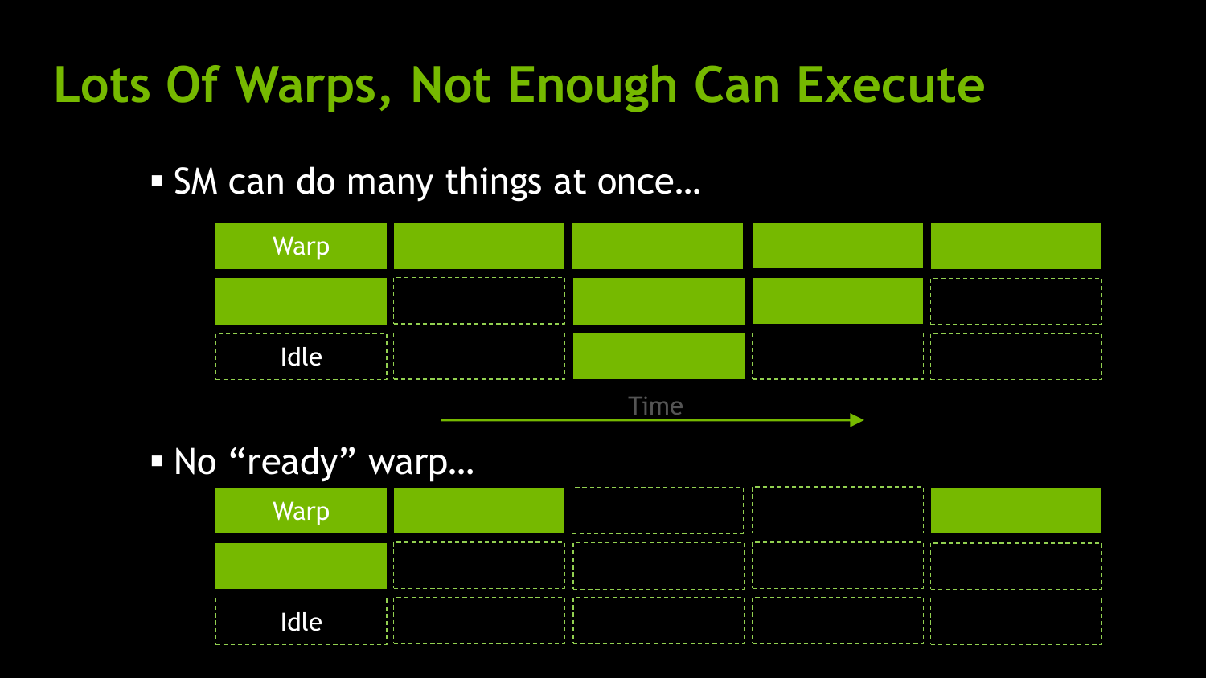# Lots Of Warps, Not Enough Can Execute

- SM can do many things at once…

Warp

Idle

Time

- No “ready” warp…

Warp

Idle